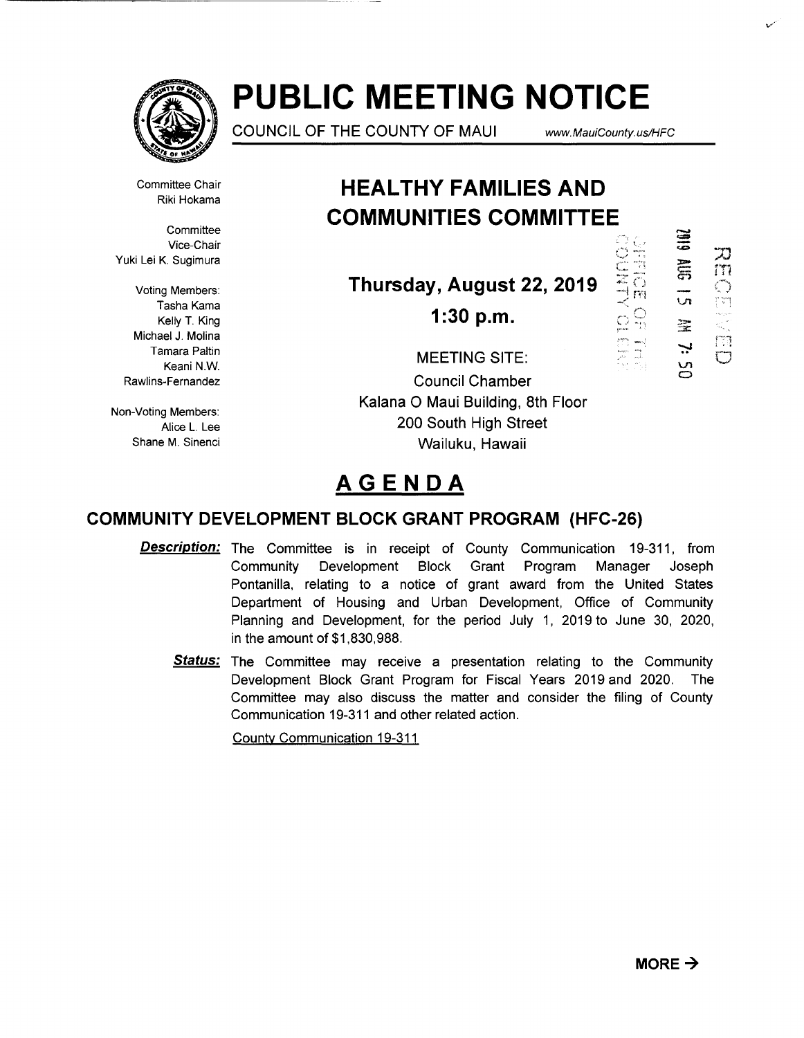# PUBLIC MEETING NOTICE

COUNCIL OF THE COUNTY OF MAUI www.MauiCounty.us/HFC

Committee Chair
Riki Hokama

Committee Vice-Chair
Yuki Lei K. Sugimura

Voting Members:
Tasha Kama
Kelly T. King
Michael J. Molina
Tamara Paltin
Keani N.W. Rawlins-Fernandez

Non-Voting Members:
Alice L. Lee
Shane M. Sinenci

## HEALTHY FAMILIES AND COMMUNITIES COMMITTEE

**Thursday, August 22, 2019**

**1:30 p.m.**

MEETING SITE:
Council Chamber
Kalana O Maui Building, 8th Floor
200 South High Street
Wailuku, Hawaii

2019 AUG 15 AM 7:50

RECEIVED

OFFICE OF THE COUNTY CLERK

# AGENDA

## COMMUNITY DEVELOPMENT BLOCK GRANT PROGRAM (HFC-26)

***Description:*** The Committee is in receipt of County Communication 19-311, from Community Development Block Grant Program Manager Joseph Pontanilla, relating to a notice of grant award from the United States Department of Housing and Urban Development, Office of Community Planning and Development, for the period July 1, 2019 to June 30, 2020, in the amount of $1,830,988.

***Status:*** The Committee may receive a presentation relating to the Community Development Block Grant Program for Fiscal Years 2019 and 2020. The Committee may also discuss the matter and consider the filing of County Communication 19-311 and other related action.

County Communication 19-311

**MORE →**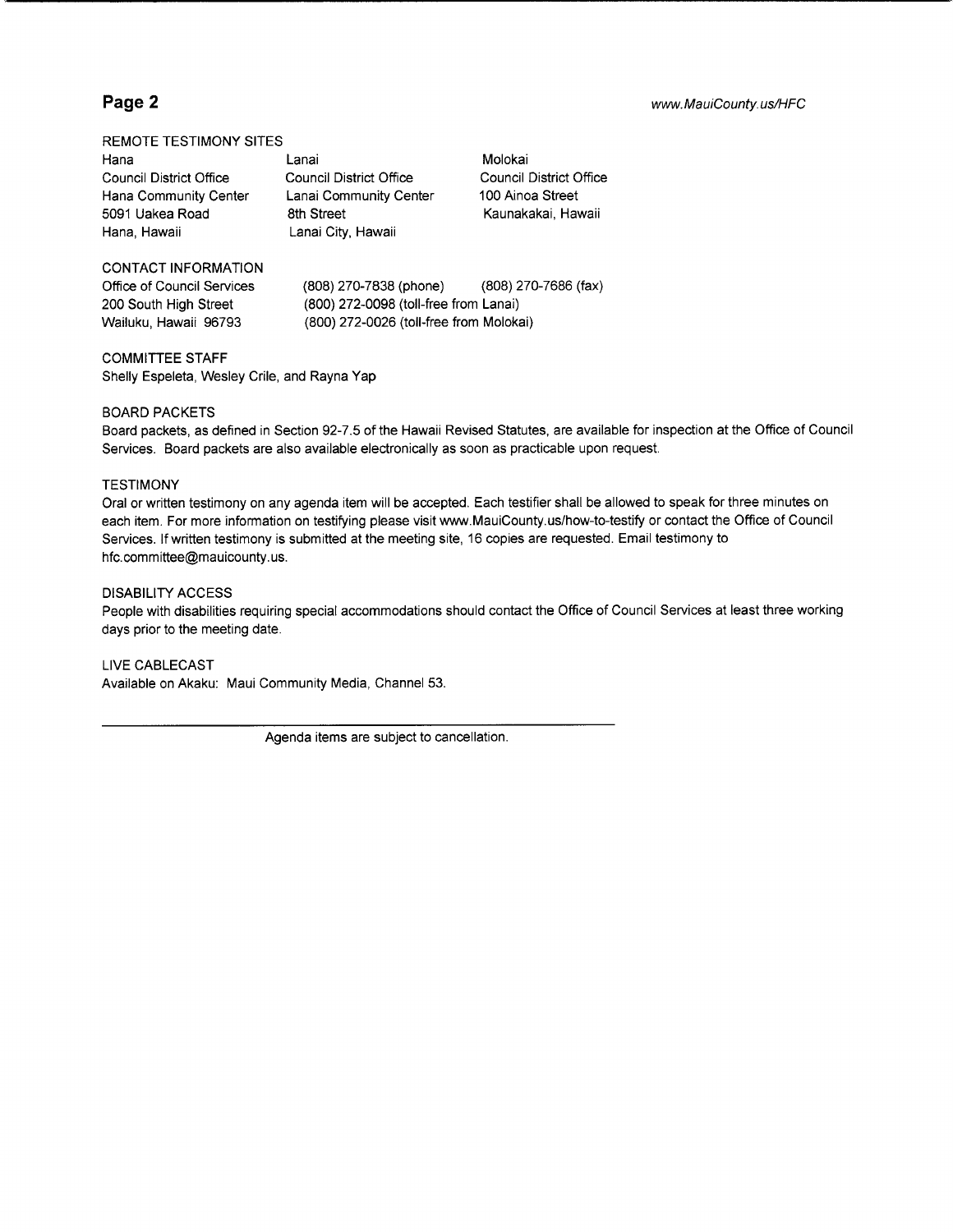REMOTE TESTIMONY SITES

| Hana | Lanai | Molokai |
| --- | --- | --- |
| Council District Office | Council District Office | Council District Office |
| Hana Community Center | Lanai Community Center | 100 Ainoa Street |
| 5091 Uakea Road | 8th Street | Kaunakakai, Hawaii |
| Hana, Hawaii | Lanai City, Hawaii | |

CONTACT INFORMATION

| | | |
| --- | --- | --- |
| Office of Council Services | (808) 270-7838 (phone) | (808) 270-7686 (fax) |
| 200 South High Street | (800) 272-0098 (toll-free from Lanai) | |
| Wailuku, Hawaii 96793 | (800) 272-0026 (toll-free from Molokai) | |

COMMITTEE STAFF

Shelly Espeleta, Wesley Crile, and Rayna Yap

BOARD PACKETS

Board packets, as defined in Section 92-7.5 of the Hawaii Revised Statutes, are available for inspection at the Office of Council Services. Board packets are also available electronically as soon as practicable upon request.

TESTIMONY

Oral or written testimony on any agenda item will be accepted. Each testifier shall be allowed to speak for three minutes on each item. For more information on testifying please visit www.MauiCounty.us/how-to-testify or contact the Office of Council Services. If written testimony is submitted at the meeting site, 16 copies are requested. Email testimony to hfc.committee@mauicounty.us.

DISABILITY ACCESS

People with disabilities requiring special accommodations should contact the Office of Council Services at least three working days prior to the meeting date.

LIVE CABLECAST

Available on Akaku: Maui Community Media, Channel 53.

---

Agenda items are subject to cancellation.